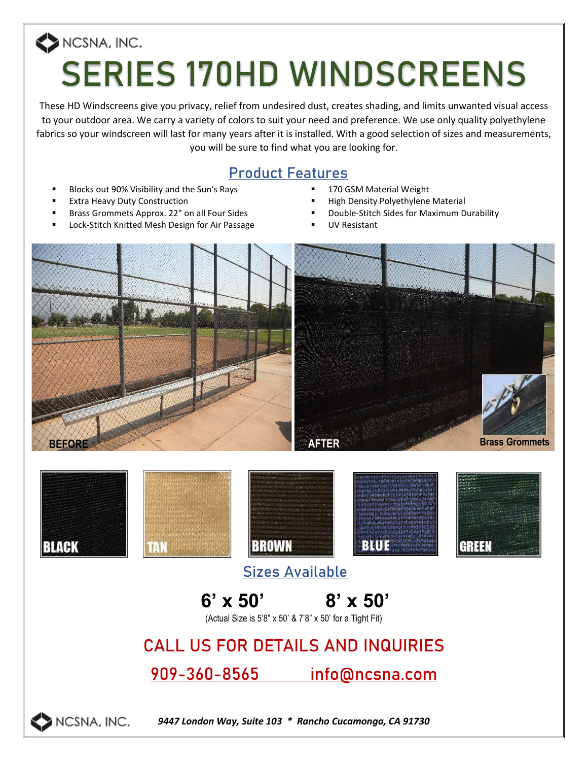NCSNA, INC.

# SERIES 170HD WINDSCREENS

These HD Windscreens give you privacy, relief from undesired dust, creates shading, and limits unwanted visual access to your outdoor area. We carry a variety of colors to suit your need and preference. We use only quality polyethylene fabrics so your windscreen will last for many years after it is installed. With a good selection of sizes and measurements, you will be sure to find what you are looking for.

## Product Features

- Blocks out 90% Visibility and the Sun's Rays
- Extra Heavy Duty Construction
- Brass Grommets Approx. 22" on all Four Sides
- Lock-Stitch Knitted Mesh Design for Air Passage
- 170 GSM Material Weight
- High Density Polyethylene Material
- Double-Stitch Sides for Maximum Durability
- UV Resistant

BEFORE

AFTER

Brass Grommets

BLACK

TAN

BROWN

BLUE

GREEN

## Sizes Available

**6' x 50'** **8' x 50'**

(Actual Size is 5'8" x 50' & 7'8" x 50' for a Tight Fit)

## CALL US FOR DETAILS AND INQUIRIES

909-360-8565 info@ncsna.com

NCSNA, INC. *9447 London Way, Suite 103 * Rancho Cucamonga, CA 91730*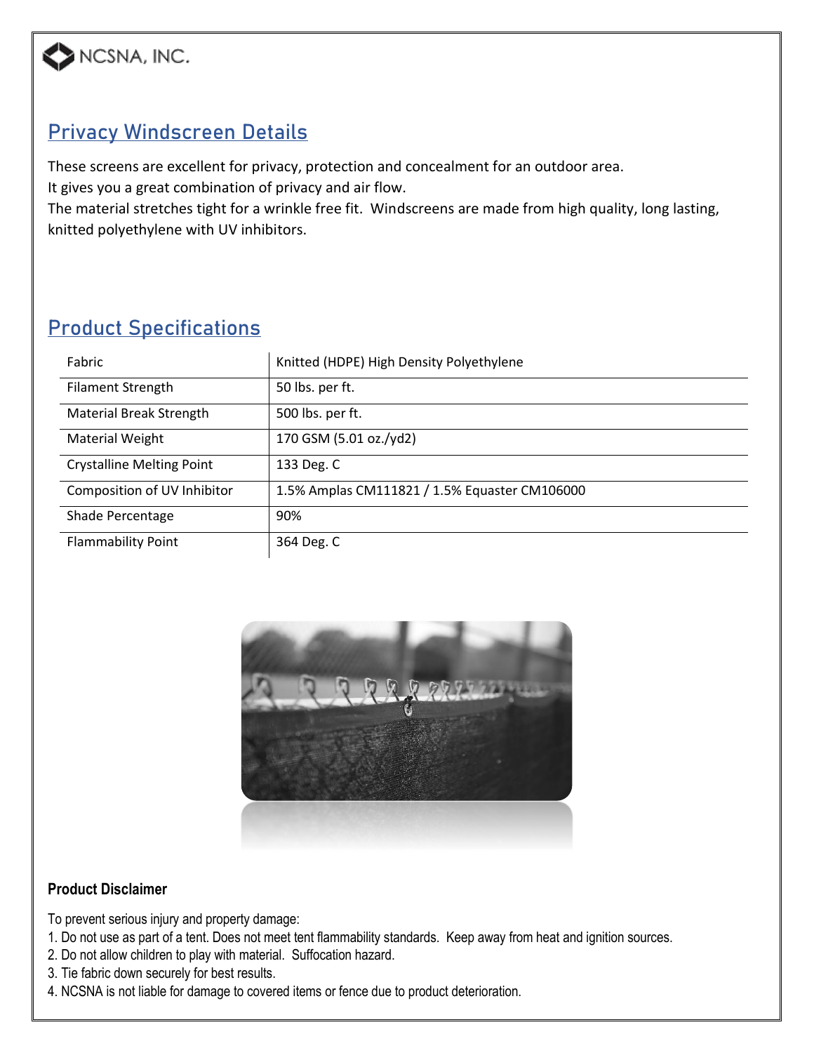NCSNA, INC.

## Privacy Windscreen Details

These screens are excellent for privacy, protection and concealment for an outdoor area.
It gives you a great combination of privacy and air flow.
The material stretches tight for a wrinkle free fit. Windscreens are made from high quality, long lasting, knitted polyethylene with UV inhibitors.

## Product Specifications

| | |
|---|---|
| Fabric | Knitted (HDPE) High Density Polyethylene |
| Filament Strength | 50 lbs. per ft. |
| Material Break Strength | 500 lbs. per ft. |
| Material Weight | 170 GSM (5.01 oz./yd2) |
| Crystalline Melting Point | 133 Deg. C |
| Composition of UV Inhibitor | 1.5% Amplas CM111821 / 1.5% Equaster CM106000 |
| Shade Percentage | 90% |
| Flammability Point | 364 Deg. C |

**Product Disclaimer**

To prevent serious injury and property damage:

1. Do not use as part of a tent. Does not meet tent flammability standards. Keep away from heat and ignition sources.
2. Do not allow children to play with material. Suffocation hazard.
3. Tie fabric down securely for best results.
4. NCSNA is not liable for damage to covered items or fence due to product deterioration.